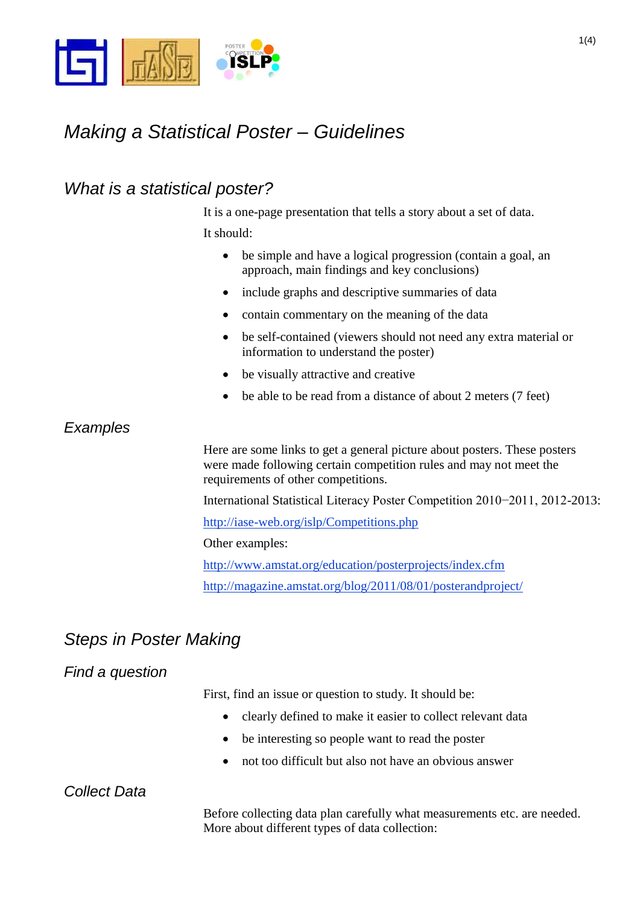# Making a Statistical Poster – Guidelines

## What is a statistical poster?

It is a one-page presentation that tells a story about a set of data.

It should:

- be simple and have a logical progression (contain a goal, an approach, main findings and key conclusions)
- include graphs and descriptive summaries of data
- contain commentary on the meaning of the data
- be self-contained (viewers should not need any extra material or information to understand the poster)
- be visually attractive and creative
- be able to be read from a distance of about 2 meters (7 feet)

### Examples

Here are some links to get a general picture about posters. These posters were made following certain competition rules and may not meet the requirements of other competitions.

International Statistical Literacy Poster Competition 2010−2011, 2012-2013:

http://iase-web.org/islp/Competitions.php

Other examples:

http://www.amstat.org/education/posterprojects/index.cfm

http://magazine.amstat.org/blog/2011/08/01/posterandproject/

## Steps in Poster Making

### Find a question

First, find an issue or question to study. It should be:

- clearly defined to make it easier to collect relevant data
- be interesting so people want to read the poster
- not too difficult but also not have an obvious answer

### Collect Data

Before collecting data plan carefully what measurements etc. are needed. More about different types of data collection: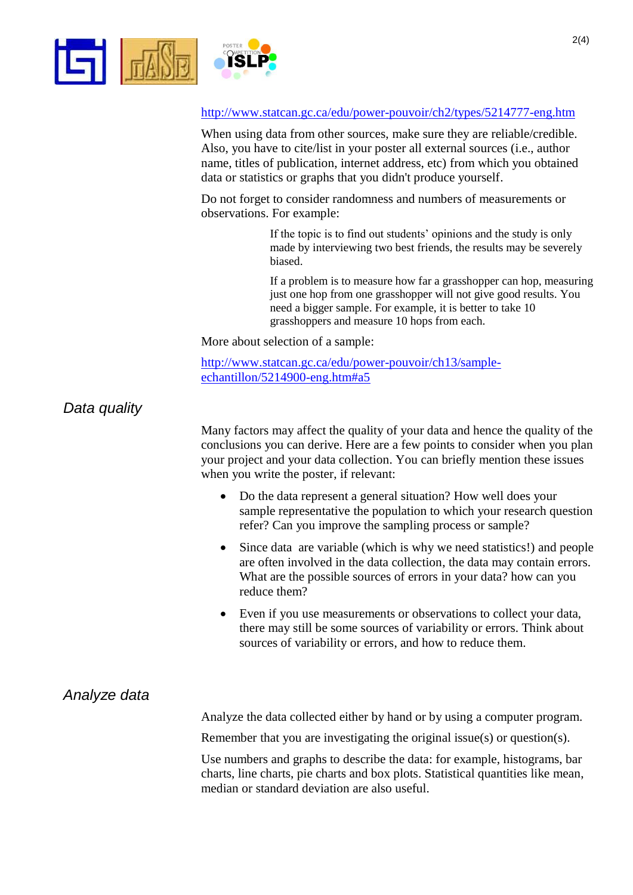http://www.statcan.gc.ca/edu/power-pouvoir/ch2/types/5214777-eng.htm

When using data from other sources, make sure they are reliable/credible. Also, you have to cite/list in your poster all external sources (i.e., author name, titles of publication, internet address, etc) from which you obtained data or statistics or graphs that you didn't produce yourself.

Do not forget to consider randomness and numbers of measurements or observations. For example:

> If the topic is to find out students' opinions and the study is only made by interviewing two best friends, the results may be severely biased.
>
> If a problem is to measure how far a grasshopper can hop, measuring just one hop from one grasshopper will not give good results. You need a bigger sample. For example, it is better to take 10 grasshoppers and measure 10 hops from each.

More about selection of a sample:

http://www.statcan.gc.ca/edu/power-pouvoir/ch13/sample-echantillon/5214900-eng.htm#a5

## *Data quality*

Many factors may affect the quality of your data and hence the quality of the conclusions you can derive. Here are a few points to consider when you plan your project and your data collection. You can briefly mention these issues when you write the poster, if relevant:

- Do the data represent a general situation? How well does your sample representative the population to which your research question refer? Can you improve the sampling process or sample?
- Since data are variable (which is why we need statistics!) and people are often involved in the data collection, the data may contain errors. What are the possible sources of errors in your data? how can you reduce them?
- Even if you use measurements or observations to collect your data, there may still be some sources of variability or errors. Think about sources of variability or errors, and how to reduce them.

## *Analyze data*

Analyze the data collected either by hand or by using a computer program.

Remember that you are investigating the original issue(s) or question(s).

Use numbers and graphs to describe the data: for example, histograms, bar charts, line charts, pie charts and box plots. Statistical quantities like mean, median or standard deviation are also useful.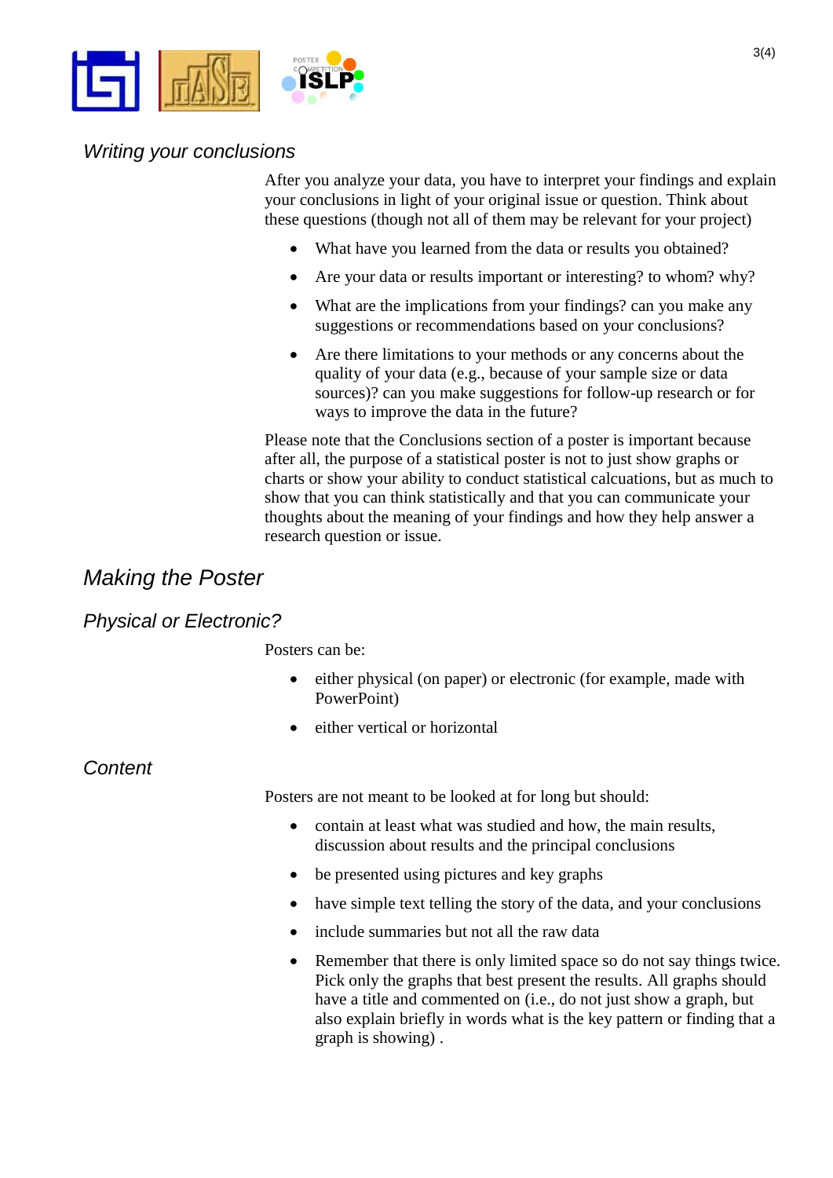### *Writing your conclusions*

After you analyze your data, you have to interpret your findings and explain your conclusions in light of your original issue or question. Think about these questions (though not all of them may be relevant for your project)

- What have you learned from the data or results you obtained?
- Are your data or results important or interesting? to whom? why?
- What are the implications from your findings? can you make any suggestions or recommendations based on your conclusions?
- Are there limitations to your methods or any concerns about the quality of your data (e.g., because of your sample size or data sources)? can you make suggestions for follow-up research or for ways to improve the data in the future?

Please note that the Conclusions section of a poster is important because after all, the purpose of a statistical poster is not to just show graphs or charts or show your ability to conduct statistical calcuations, but as much to show that you can think statistically and that you can communicate your thoughts about the meaning of your findings and how they help answer a research question or issue.

## *Making the Poster*

### *Physical or Electronic?*

Posters can be:

- either physical (on paper) or electronic (for example, made with PowerPoint)
- either vertical or horizontal

### *Content*

Posters are not meant to be looked at for long but should:

- contain at least what was studied and how, the main results, discussion about results and the principal conclusions
- be presented using pictures and key graphs
- have simple text telling the story of the data, and your conclusions
- include summaries but not all the raw data
- Remember that there is only limited space so do not say things twice. Pick only the graphs that best present the results. All graphs should have a title and commented on (i.e., do not just show a graph, but also explain briefly in words what is the key pattern or finding that a graph is showing) .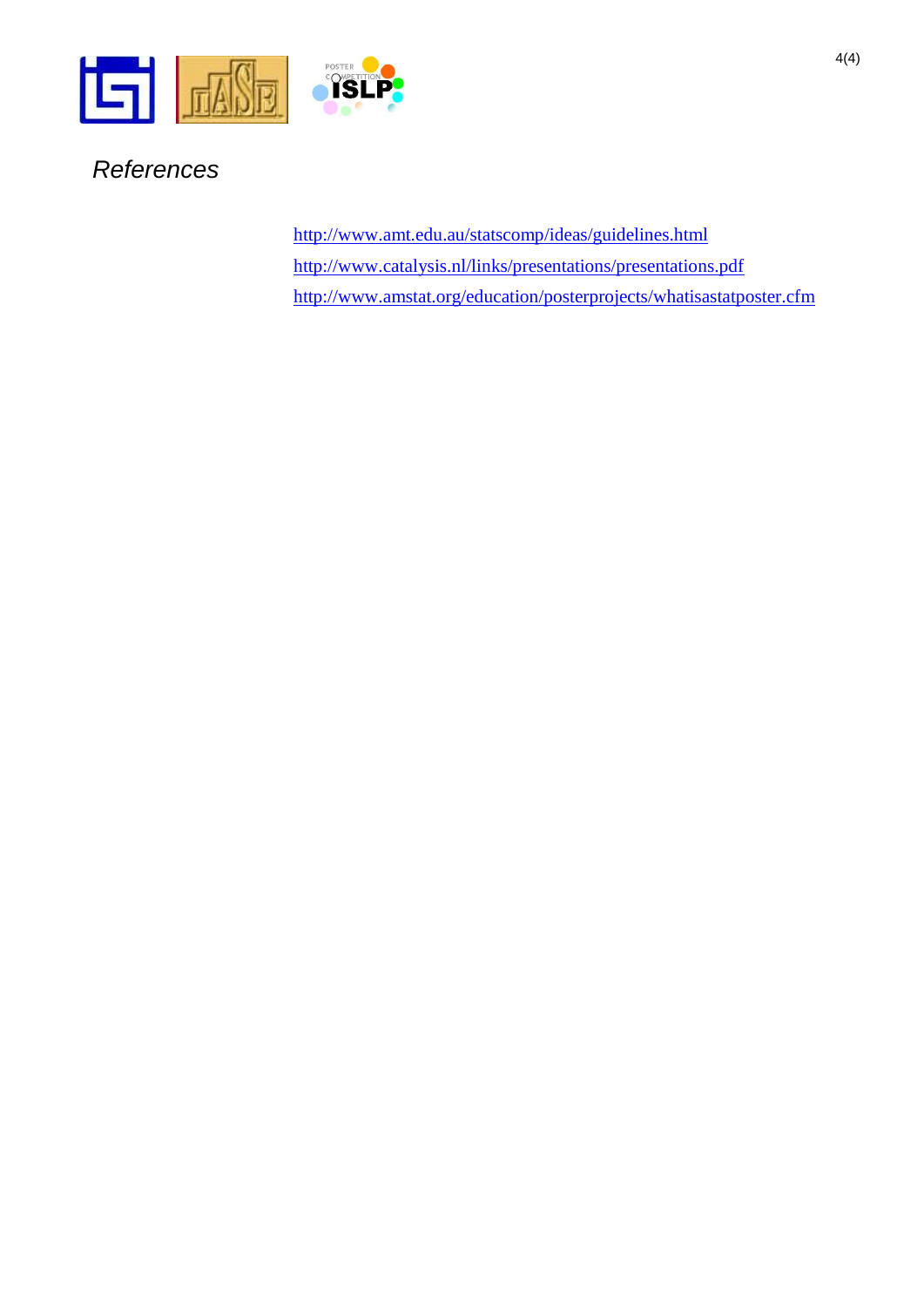## References

http://www.amt.edu.au/statscomp/ideas/guidelines.html
http://www.catalysis.nl/links/presentations/presentations.pdf
http://www.amstat.org/education/posterprojects/whatisastatposter.cfm